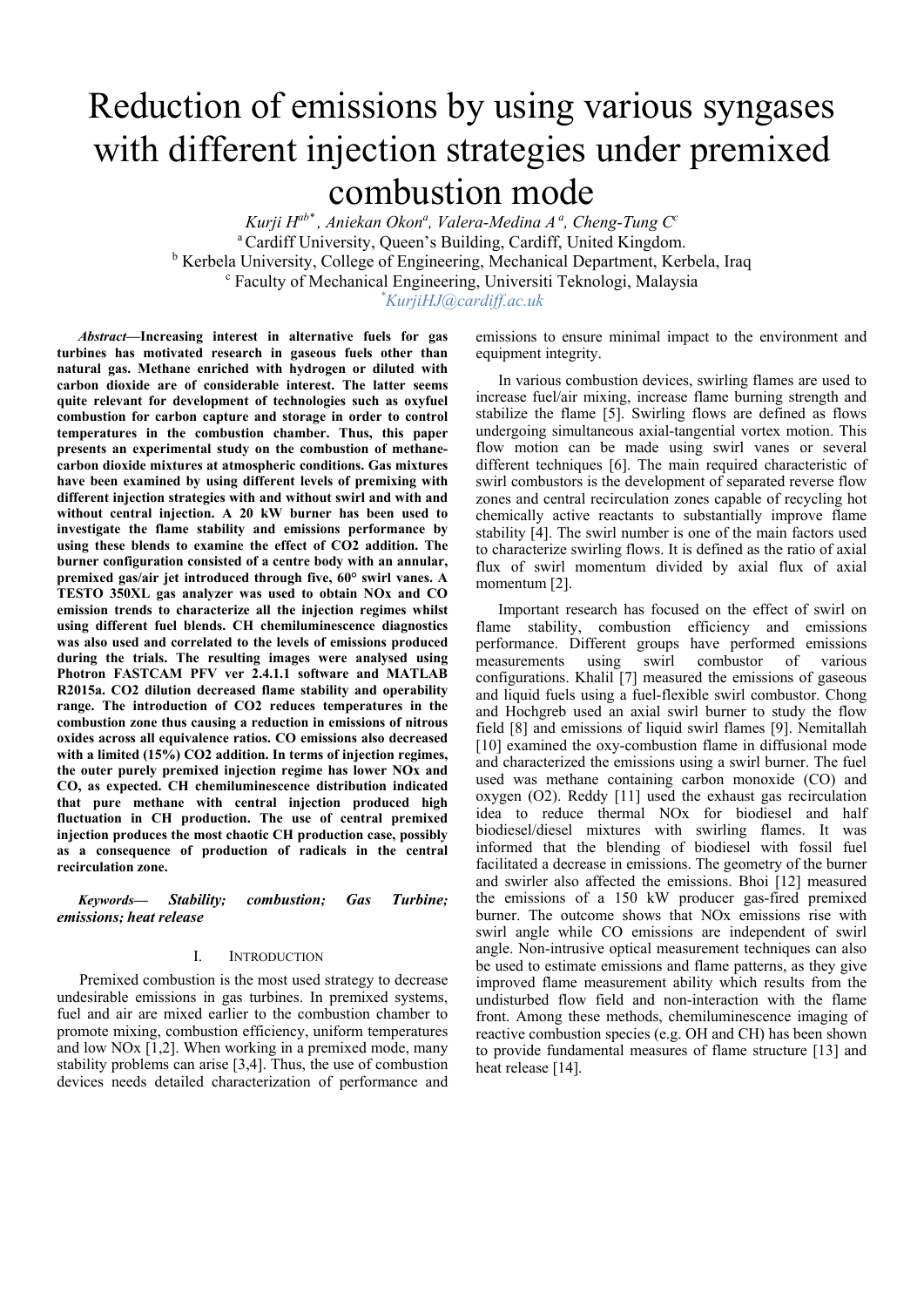# Reduction of emissions by using various syngases with different injection strategies under premixed combustion mode

*Kurji H[ab*], Aniekan Okon[a], Valera-Medina A [a], Cheng-Tung C[c]*

[a] Cardiff University, Queen's Building, Cardiff, United Kingdom.

[b] Kerbela University, College of Engineering, Mechanical Department, Kerbela, Iraq

[c] Faculty of Mechanical Engineering, Universiti Teknologi, Malaysia

[*] KurjiHJ@cardiff.ac.uk

***Abstract*—Increasing interest in alternative fuels for gas turbines has motivated research in gaseous fuels other than natural gas. Methane enriched with hydrogen or diluted with carbon dioxide are of considerable interest. The latter seems quite relevant for development of technologies such as oxyfuel combustion for carbon capture and storage in order to control temperatures in the combustion chamber. Thus, this paper presents an experimental study on the combustion of methane-carbon dioxide mixtures at atmospheric conditions. Gas mixtures have been examined by using different levels of premixing with different injection strategies with and without swirl and with and without central injection. A 20 kW burner has been used to investigate the flame stability and emissions performance by using these blends to examine the effect of CO2 addition. The burner configuration consisted of a centre body with an annular, premixed gas/air jet introduced through five, 60° swirl vanes. A TESTO 350XL gas analyzer was used to obtain NOx and CO emission trends to characterize all the injection regimes whilst using different fuel blends. CH chemiluminescence diagnostics was also used and correlated to the levels of emissions produced during the trials. The resulting images were analysed using Photron FASTCAM PFV ver 2.4.1.1 software and MATLAB R2015a. CO2 dilution decreased flame stability and operability range. The introduction of CO2 reduces temperatures in the combustion zone thus causing a reduction in emissions of nitrous oxides across all equivalence ratios. CO emissions also decreased with a limited (15%) CO2 addition. In terms of injection regimes, the outer purely premixed injection regime has lower NOx and CO, as expected. CH chemiluminescence distribution indicated that pure methane with central injection produced high fluctuation in CH production. The use of central premixed injection produces the most chaotic CH production case, possibly as a consequence of production of radicals in the central recirculation zone.**

***Keywords— Stability; combustion; Gas Turbine; emissions; heat release***

## I. Introduction

Premixed combustion is the most used strategy to decrease undesirable emissions in gas turbines. In premixed systems, fuel and air are mixed earlier to the combustion chamber to promote mixing, combustion efficiency, uniform temperatures and low NOx [1,2]. When working in a premixed mode, many stability problems can arise [3,4]. Thus, the use of combustion devices needs detailed characterization of performance and emissions to ensure minimal impact to the environment and equipment integrity.

In various combustion devices, swirling flames are used to increase fuel/air mixing, increase flame burning strength and stabilize the flame [5]. Swirling flows are defined as flows undergoing simultaneous axial-tangential vortex motion. This flow motion can be made using swirl vanes or several different techniques [6]. The main required characteristic of swirl combustors is the development of separated reverse flow zones and central recirculation zones capable of recycling hot chemically active reactants to substantially improve flame stability [4]. The swirl number is one of the main factors used to characterize swirling flows. It is defined as the ratio of axial flux of swirl momentum divided by axial flux of axial momentum [2].

Important research has focused on the effect of swirl on flame stability, combustion efficiency and emissions performance. Different groups have performed emissions measurements using swirl combustor of various configurations. Khalil [7] measured the emissions of gaseous and liquid fuels using a fuel-flexible swirl combustor. Chong and Hochgreb used an axial swirl burner to study the flow field [8] and emissions of liquid swirl flames [9]. Nemitallah [10] examined the oxy-combustion flame in diffusional mode and characterized the emissions using a swirl burner. The fuel used was methane containing carbon monoxide (CO) and oxygen ($O_2$). Reddy [11] used the exhaust gas recirculation idea to reduce thermal NOx for biodiesel and half biodiesel/diesel mixtures with swirling flames. It was informed that the blending of biodiesel with fossil fuel facilitated a decrease in emissions. The geometry of the burner and swirler also affected the emissions. Bhoi [12] measured the emissions of a 150 kW producer gas-fired premixed burner. The outcome shows that NOx emissions rise with swirl angle while CO emissions are independent of swirl angle. Non-intrusive optical measurement techniques can also be used to estimate emissions and flame patterns, as they give improved flame measurement ability which results from the undisturbed flow field and non-interaction with the flame front. Among these methods, chemiluminescence imaging of reactive combustion species (e.g. OH and CH) has been shown to provide fundamental measures of flame structure [13] and heat release [14].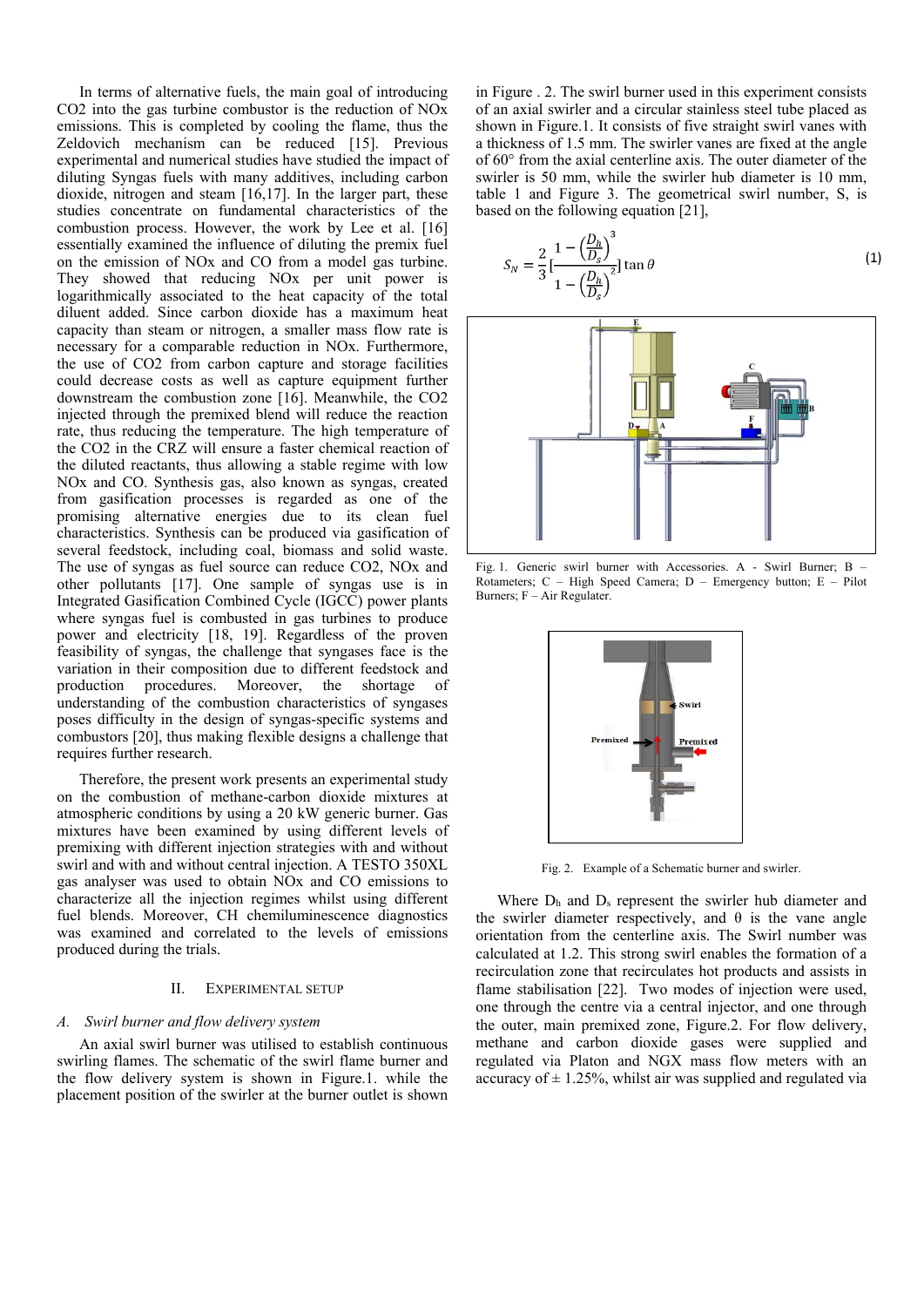In terms of alternative fuels, the main goal of introducing $CO_2$ into the gas turbine combustor is the reduction of NOx emissions. This is completed by cooling the flame, thus the Zeldovich mechanism can be reduced [15]. Previous experimental and numerical studies have studied the impact of diluting Syngas fuels with many additives, including carbon dioxide, nitrogen and steam [16,17]. In the larger part, these studies concentrate on fundamental characteristics of the combustion process. However, the work by Lee et al. [16] essentially examined the influence of diluting the premix fuel on the emission of NOx and CO from a model gas turbine. They showed that reducing NOx per unit power is logarithmically associated to the heat capacity of the total diluent added. Since carbon dioxide has a maximum heat capacity than steam or nitrogen, a smaller mass flow rate is necessary for a comparable reduction in NOx. Furthermore, the use of $CO_2$ from carbon capture and storage facilities could decrease costs as well as capture equipment further downstream the combustion zone [16]. Meanwhile, the $CO_2$ injected through the premixed blend will reduce the reaction rate, thus reducing the temperature. The high temperature of the $CO_2$ in the CRZ will ensure a faster chemical reaction of the diluted reactants, thus allowing a stable regime with low NOx and CO. Synthesis gas, also known as syngas, created from gasification processes is regarded as one of the promising alternative energies due to its clean fuel characteristics. Synthesis can be produced via gasification of several feedstock, including coal, biomass and solid waste. The use of syngas as fuel source can reduce $CO_2$, NOx and other pollutants [17]. One sample of syngas use is in Integrated Gasification Combined Cycle (IGCC) power plants where syngas fuel is combusted in gas turbines to produce power and electricity [18, 19]. Regardless of the proven feasibility of syngas, the challenge that syngases face is the variation in their composition due to different feedstock and production procedures. Moreover, the shortage of understanding of the combustion characteristics of syngases poses difficulty in the design of syngas-specific systems and combustors [20], thus making flexible designs a challenge that requires further research.

Therefore, the present work presents an experimental study on the combustion of methane-carbon dioxide mixtures at atmospheric conditions by using a 20 kW generic burner. Gas mixtures have been examined by using different levels of premixing with different injection strategies with and without swirl and with and without central injection. A TESTO 350XL gas analyser was used to obtain NOx and CO emissions to characterize all the injection regimes whilst using different fuel blends. Moreover, CH chemiluminescence diagnostics was examined and correlated to the levels of emissions produced during the trials.

## II. Experimental Setup

### A. *Swirl burner and flow delivery system*

An axial swirl burner was utilised to establish continuous swirling flames. The schematic of the swirl flame burner and the flow delivery system is shown in Figure.1. while the placement position of the swirler at the burner outlet is shown in Figure . 2. The swirl burner used in this experiment consists of an axial swirler and a circular stainless steel tube placed as shown in Figure.1. It consists of five straight swirl vanes with a thickness of 1.5 mm. The swirler vanes are fixed at the angle of 60° from the axial centerline axis. The outer diameter of the swirler is 50 mm, while the swirler hub diameter is 10 mm, table 1 and Figure 3. The geometrical swirl number, S, is based on the following equation [21],

$$S_N = \frac{2}{3}\left[\frac{1-\left(\frac{D_h}{D_s}\right)^3}{1-\left(\frac{D_h}{D_s}\right)^2}\right]\tan\theta \qquad (1)$$

Fig. 1. Generic swirl burner with Accessories. A - Swirl Burner; B – Rotameters; C – High Speed Camera; D – Emergency button; E – Pilot Burners; F – Air Regulater.

Fig. 2. Example of a Schematic burner and swirler.

Where $D_h$ and $D_s$ represent the swirler hub diameter and the swirler diameter respectively, and θ is the vane angle orientation from the centerline axis. The Swirl number was calculated at 1.2. This strong swirl enables the formation of a recirculation zone that recirculates hot products and assists in flame stabilisation [22]. Two modes of injection were used, one through the centre via a central injector, and one through the outer, main premixed zone, Figure.2. For flow delivery, methane and carbon dioxide gases were supplied and regulated via Platon and NGX mass flow meters with an accuracy of ± 1.25%, whilst air was supplied and regulated via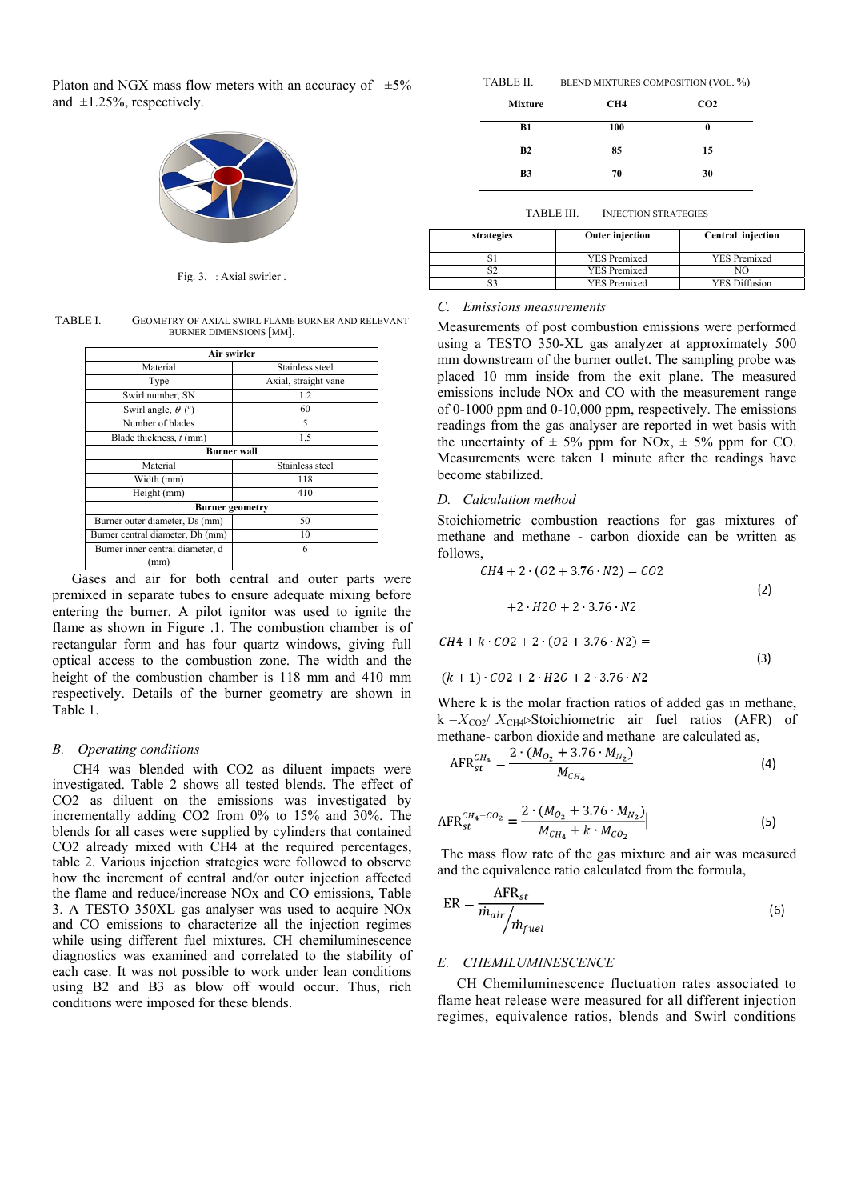Platon and NGX mass flow meters with an accuracy of ±5% and ±1.25%, respectively.

Fig. 3. : Axial swirler .

TABLE I. GEOMETRY OF AXIAL SWIRL FLAME BURNER AND RELEVANT BURNER DIMENSIONS [MM].

| Air swirler | |
|---|---|
| Material | Stainless steel |
| Type | Axial, straight vane |
| Swirl number, SN | 1.2 |
| Swirl angle, $\theta$ (°) | 60 |
| Number of blades | 5 |
| Blade thickness, $t$ (mm) | 1.5 |
| **Burner wall** | |
| Material | Stainless steel |
| Width (mm) | 118 |
| Height (mm) | 410 |
| **Burner geometry** | |
| Burner outer diameter, Ds (mm) | 50 |
| Burner central diameter, Dh (mm) | 10 |
| Burner inner central diameter, d (mm) | 6 |

Gases and air for both central and outer parts were premixed in separate tubes to ensure adequate mixing before entering the burner. A pilot ignitor was used to ignite the flame as shown in Figure .1. The combustion chamber is of rectangular form and has four quartz windows, giving full optical access to the combustion zone. The width and the height of the combustion chamber is 118 mm and 410 mm respectively. Details of the burner geometry are shown in Table 1.

## *B. Operating conditions*

CH4 was blended with CO2 as diluent impacts were investigated. Table 2 shows all tested blends. The effect of CO2 as diluent on the emissions was investigated by incrementally adding CO2 from 0% to 15% and 30%. The blends for all cases were supplied by cylinders that contained CO2 already mixed with CH4 at the required percentages, table 2. Various injection strategies were followed to observe how the increment of central and/or outer injection affected the flame and reduce/increase NOx and CO emissions, Table 3. A TESTO 350XL gas analyser was used to acquire NOx and CO emissions to characterize all the injection regimes while using different fuel mixtures. CH chemiluminescence diagnostics was examined and correlated to the stability of each case. It was not possible to work under lean conditions using B2 and B3 as blow off would occur. Thus, rich conditions were imposed for these blends.

TABLE II. BLEND MIXTURES COMPOSITION (VOL. %)

| Mixture | CH4 | CO2 |
|---|---|---|
| B1 | 100 | 0 |
| B2 | 85 | 15 |
| B3 | 70 | 30 |

TABLE III. INJECTION STRATEGIES

| strategies | Outer injection | Central injection |
|---|---|---|
| S1 | YES Premixed | YES Premixed |
| S2 | YES Premixed | NO |
| S3 | YES Premixed | YES Diffusion |

## *C. Emissions measurements*

Measurements of post combustion emissions were performed using a TESTO 350-XL gas analyzer at approximately 500 mm downstream of the burner outlet. The sampling probe was placed 10 mm inside from the exit plane. The measured emissions include NOx and CO with the measurement range of 0-1000 ppm and 0-10,000 ppm, respectively. The emissions readings from the gas analyser are reported in wet basis with the uncertainty of ± 5% ppm for NOx, ± 5% ppm for CO. Measurements were taken 1 minute after the readings have become stabilized.

## *D. Calculation method*

Stoichiometric combustion reactions for gas mixtures of methane and methane - carbon dioxide can be written as follows,

$$CH4 + 2 \cdot (O2 + 3.76 \cdot N2) = CO2 + 2 \cdot H2O + 2 \cdot 3.76 \cdot N2 \quad (2)$$

$$CH4 + k \cdot CO2 + 2 \cdot (O2 + 3.76 \cdot N2) = (k+1) \cdot CO2 + 2 \cdot H2O + 2 \cdot 3.76 \cdot N2 \quad (3)$$

Where k is the molar fraction ratios of added gas in methane, k $= X_{CO2}/ X_{CH4}$Stoichiometric air fuel ratios (AFR) of methane- carbon dioxide and methane are calculated as,

$$\mathrm{AFR}_{st}^{CH_4} = \frac{2 \cdot (M_{O_2} + 3.76 \cdot M_{N_2})}{M_{CH_4}} \quad (4)$$

$$\mathrm{AFR}_{st}^{CH_4-CO_2} = \frac{2 \cdot (M_{O_2} + 3.76 \cdot M_{N_2})}{M_{CH_4} + k \cdot M_{CO_2}} \quad (5)$$

The mass flow rate of the gas mixture and air was measured and the equivalence ratio calculated from the formula,

$$\mathrm{ER} = \frac{\mathrm{AFR}_{st}}{\dot{m}_{air} / \dot{m}_{fuel}} \quad (6)$$

## *E. CHEMILUMINESCENCE*

CH Chemiluminescence fluctuation rates associated to flame heat release were measured for all different injection regimes, equivalence ratios, blends and Swirl conditions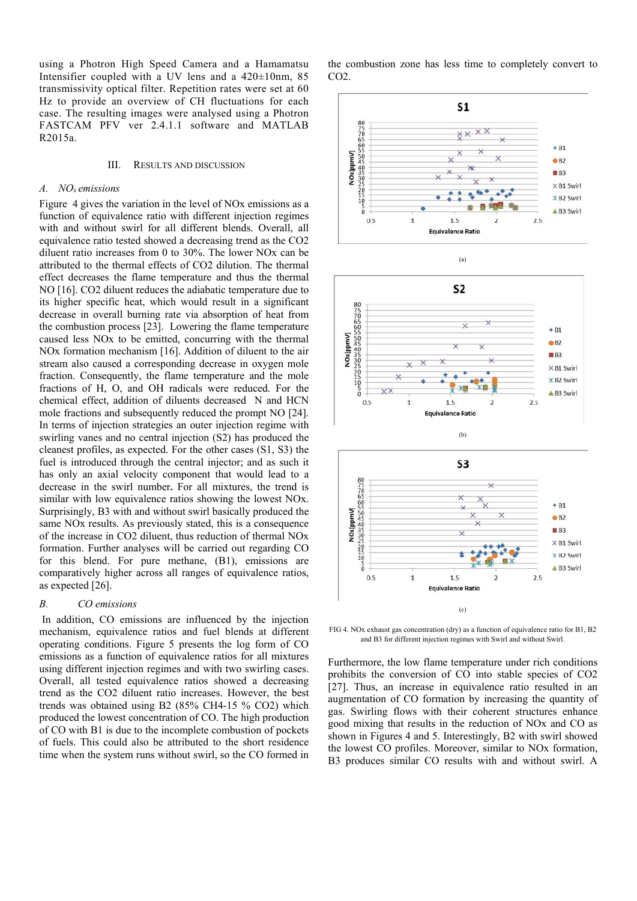using a Photron High Speed Camera and a Hamamatsu Intensifier coupled with a UV lens and a 420±10nm, 85 transmissivity optical filter. Repetition rates were set at 60 Hz to provide an overview of CH fluctuations for each case. The resulting images were analysed using a Photron FASTCAM PFV ver 2.4.1.1 software and MATLAB R2015a.

## III. Results and Discussion

### A. $NO_x$ emissions

Figure 4 gives the variation in the level of NOx emissions as a function of equivalence ratio with different injection regimes with and without swirl for all different blends. Overall, all equivalence ratio tested showed a decreasing trend as the CO2 diluent ratio increases from 0 to 30%. The lower NOx can be attributed to the thermal effects of CO2 dilution. The thermal effect decreases the flame temperature and thus the thermal NO [16]. CO2 diluent reduces the adiabatic temperature due to its higher specific heat, which would result in a significant decrease in overall burning rate via absorption of heat from the combustion process [23]. Lowering the flame temperature caused less NOx to be emitted, concurring with the thermal NOx formation mechanism [16]. Addition of diluent to the air stream also caused a corresponding decrease in oxygen mole fraction. Consequently, the flame temperature and the mole fractions of H, O, and OH radicals were reduced. For the chemical effect, addition of diluents decreased N and HCN mole fractions and subsequently reduced the prompt NO [24]. In terms of injection strategies an outer injection regime with swirling vanes and no central injection (S2) has produced the cleanest profiles, as expected. For the other cases (S1, S3) the fuel is introduced through the central injector; and as such it has only an axial velocity component that would lead to a decrease in the swirl number. For all mixtures, the trend is similar with low equivalence ratios showing the lowest NOx. Surprisingly, B3 with and without swirl basically produced the same NOx results. As previously stated, this is a consequence of the increase in CO2 diluent, thus reduction of thermal NOx formation. Further analyses will be carried out regarding CO for this blend. For pure methane, (B1), emissions are comparatively higher across all ranges of equivalence ratios, as expected [26].

### B. CO emissions

In addition, CO emissions are influenced by the injection mechanism, equivalence ratios and fuel blends at different operating conditions. Figure 5 presents the log form of CO emissions as a function of equivalence ratios for all mixtures using different injection regimes and with two swirling cases. Overall, all tested equivalence ratios showed a decreasing trend as the CO2 diluent ratio increases. However, the best trends was obtained using B2 (85% CH4-15 % CO2) which produced the lowest concentration of CO. The high production of CO with B1 is due to the incomplete combustion of pockets of fuels. This could also be attributed to the short residence time when the system runs without swirl, so the CO formed in the combustion zone has less time to completely convert to CO2.

(a)

(b)

(c)

FIG 4. NOx exhaust gas concentration (dry) as a function of equivalence ratio for B1, B2 and B3 for different injection regimes with Swirl and without Swirl.

Furthermore, the low flame temperature under rich conditions prohibits the conversion of CO into stable species of CO2 [27]. Thus, an increase in equivalence ratio resulted in an augmentation of CO formation by increasing the quantity of gas. Swirling flows with their coherent structures enhance good mixing that results in the reduction of NOx and CO as shown in Figures 4 and 5. Interestingly, B2 with swirl showed the lowest CO profiles. Moreover, similar to NOx formation, B3 produces similar CO results with and without swirl. A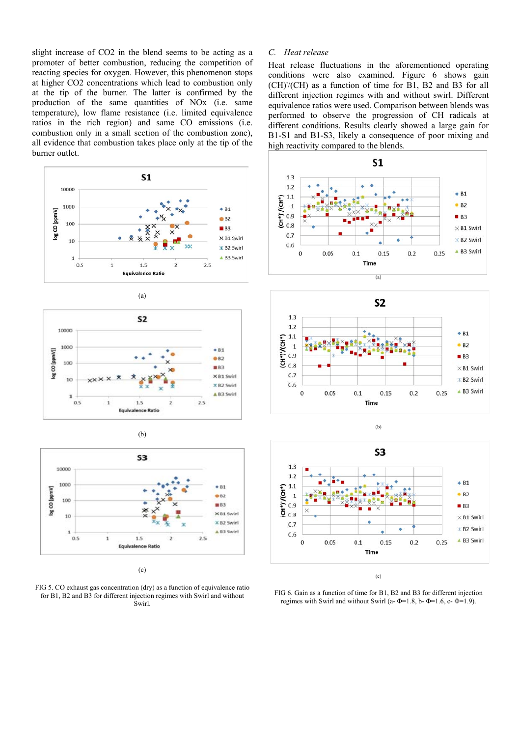slight increase of CO2 in the blend seems to be acting as a promoter of better combustion, reducing the competition of reacting species for oxygen. However, this phenomenon stops at higher CO2 concentrations which lead to combustion only at the tip of the burner. The latter is confirmed by the production of the same quantities of NOx (i.e. same temperature), low flame resistance (i.e. limited equivalence ratios in the rich region) and same CO emissions (i.e. combustion only in a small section of the combustion zone), all evidence that combustion takes place only at the tip of the burner outlet.

(a)

(b)

(c)

FIG 5. CO exhaust gas concentration (dry) as a function of equivalence ratio for B1, B2 and B3 for different injection regimes with Swirl and without Swirl.

### C. *Heat release*

Heat release fluctuations in the aforementioned operating conditions were also examined. Figure 6 shows gain (CH)'/(CH) as a function of time for B1, B2 and B3 for all different injection regimes with and without swirl. Different equivalence ratios were used. Comparison between blends was performed to observe the progression of CH radicals at different conditions. Results clearly showed a large gain for B1-S1 and B1-S3, likely a consequence of poor mixing and high reactivity compared to the blends.

(a)

(b)

(c)

FIG 6. Gain as a function of time for B1, B2 and B3 for different injection regimes with Swirl and without Swirl (a- Φ=1.8, b- Φ=1.6, c- Φ=1.9).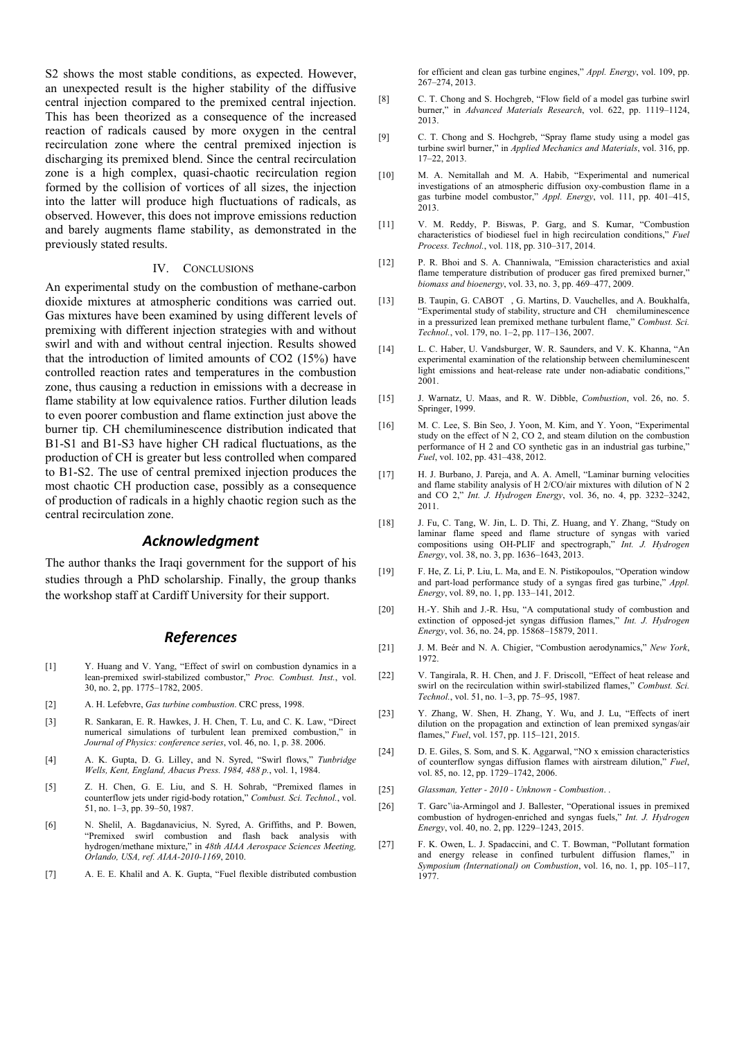S2 shows the most stable conditions, as expected. However, an unexpected result is the higher stability of the diffusive central injection compared to the premixed central injection. This has been theorized as a consequence of the increased reaction of radicals caused by more oxygen in the central recirculation zone where the central premixed injection is discharging its premixed blend. Since the central recirculation zone is a high complex, quasi-chaotic recirculation region formed by the collision of vortices of all sizes, the injection into the latter will produce high fluctuations of radicals, as observed. However, this does not improve emissions reduction and barely augments flame stability, as demonstrated in the previously stated results.

## IV. Conclusions

An experimental study on the combustion of methane-carbon dioxide mixtures at atmospheric conditions was carried out. Gas mixtures have been examined by using different levels of premixing with different injection strategies with and without swirl and with and without central injection. Results showed that the introduction of limited amounts of $CO_2$ (15%) have controlled reaction rates and temperatures in the combustion zone, thus causing a reduction in emissions with a decrease in flame stability at low equivalence ratios. Further dilution leads to even poorer combustion and flame extinction just above the burner tip. CH chemiluminescence distribution indicated that B1-S1 and B1-S3 have higher CH radical fluctuations, as the production of CH is greater but less controlled when compared to B1-S2. The use of central premixed injection produces the most chaotic CH production case, possibly as a consequence of production of radicals in a highly chaotic region such as the central recirculation zone.

## *Acknowledgment*

The author thanks the Iraqi government for the support of his studies through a PhD scholarship. Finally, the group thanks the workshop staff at Cardiff University for their support.

## *References*

[1] Y. Huang and V. Yang, "Effect of swirl on combustion dynamics in a lean-premixed swirl-stabilized combustor," *Proc. Combust. Inst.*, vol. 30, no. 2, pp. 1775–1782, 2005.

[2] A. H. Lefebvre, *Gas turbine combustion*. CRC press, 1998.

[3] R. Sankaran, E. R. Hawkes, J. H. Chen, T. Lu, and C. K. Law, "Direct numerical simulations of turbulent lean premixed combustion," in *Journal of Physics: conference series*, vol. 46, no. 1, p. 38. 2006.

[4] A. K. Gupta, D. G. Lilley, and N. Syred, "Swirl flows," *Tunbridge Wells, Kent, England, Abacus Press. 1984, 488 p.*, vol. 1, 1984.

[5] Z. H. Chen, G. E. Liu, and S. H. Sohrab, "Premixed flames in counterflow jets under rigid-body rotation," *Combust. Sci. Technol.*, vol. 51, no. 1–3, pp. 39–50, 1987.

[6] N. Shelil, A. Bagdanavicius, N. Syred, A. Griffiths, and P. Bowen, "Premixed swirl combustion and flash back analysis with hydrogen/methane mixture," in *48th AIAA Aerospace Sciences Meeting, Orlando, USA, ref. AIAA-2010-1169*, 2010.

[7] A. E. E. Khalil and A. K. Gupta, "Fuel flexible distributed combustion for efficient and clean gas turbine engines," *Appl. Energy*, vol. 109, pp. 267–274, 2013.

[8] C. T. Chong and S. Hochgreb, "Flow field of a model gas turbine swirl burner," in *Advanced Materials Research*, vol. 622, pp. 1119–1124, 2013.

[9] C. T. Chong and S. Hochgreb, "Spray flame study using a model gas turbine swirl burner," in *Applied Mechanics and Materials*, vol. 316, pp. 17–22, 2013.

[10] M. A. Nemitallah and M. A. Habib, "Experimental and numerical investigations of an atmospheric diffusion oxy-combustion flame in a gas turbine model combustor," *Appl. Energy*, vol. 111, pp. 401–415, 2013.

[11] V. M. Reddy, P. Biswas, P. Garg, and S. Kumar, "Combustion characteristics of biodiesel fuel in high recirculation conditions," *Fuel Process. Technol.*, vol. 118, pp. 310–317, 2014.

[12] P. R. Bhoi and S. A. Channiwala, "Emission characteristics and axial flame temperature distribution of producer gas fired premixed burner," *biomass and bioenergy*, vol. 33, no. 3, pp. 469–477, 2009.

[13] B. Taupin, G. CABOT , G. Martins, D. Vauchelles, and A. Boukhalfa, "Experimental study of stability, structure and CH chemiluminescence in a pressurized lean premixed methane turbulent flame," *Combust. Sci. Technol.*, vol. 179, no. 1–2, pp. 117–136, 2007.

[14] L. C. Haber, U. Vandsburger, W. R. Saunders, and V. K. Khanna, "An experimental examination of the relationship between chemiluminescent light emissions and heat-release rate under non-adiabatic conditions," 2001.

[15] J. Warnatz, U. Maas, and R. W. Dibble, *Combustion*, vol. 26, no. 5. Springer, 1999.

[16] M. C. Lee, S. Bin Seo, J. Yoon, M. Kim, and Y. Yoon, "Experimental study on the effect of N 2, CO 2, and steam dilution on the combustion performance of H 2 and CO synthetic gas in an industrial gas turbine," *Fuel*, vol. 102, pp. 431–438, 2012.

[17] H. J. Burbano, J. Pareja, and A. A. Amell, "Laminar burning velocities and flame stability analysis of H 2/CO/air mixtures with dilution of N 2 and CO 2," *Int. J. Hydrogen Energy*, vol. 36, no. 4, pp. 3232–3242, 2011.

[18] J. Fu, C. Tang, W. Jin, L. D. Thi, Z. Huang, and Y. Zhang, "Study on laminar flame speed and flame structure of syngas with varied compositions using OH-PLIF and spectrograph," *Int. J. Hydrogen Energy*, vol. 38, no. 3, pp. 1636–1643, 2013.

[19] F. He, Z. Li, P. Liu, L. Ma, and E. N. Pistikopoulos, "Operation window and part-load performance study of a syngas fired gas turbine," *Appl. Energy*, vol. 89, no. 1, pp. 133–141, 2012.

[20] H.-Y. Shih and J.-R. Hsu, "A computational study of combustion and extinction of opposed-jet syngas diffusion flames," *Int. J. Hydrogen Energy*, vol. 36, no. 24, pp. 15868–15879, 2011.

[21] J. M. Beér and N. A. Chigier, "Combustion aerodynamics," *New York*, 1972.

[22] V. Tangirala, R. H. Chen, and J. F. Driscoll, "Effect of heat release and swirl on the recirculation within swirl-stabilized flames," *Combust. Sci. Technol.*, vol. 51, no. 1–3, pp. 75–95, 1987.

[23] Y. Zhang, W. Shen, H. Zhang, Y. Wu, and J. Lu, "Effects of inert dilution on the propagation and extinction of lean premixed syngas/air flames," *Fuel*, vol. 157, pp. 115–121, 2015.

[24] D. E. Giles, S. Som, and S. K. Aggarwal, "NO x emission characteristics of counterflow syngas diffusion flames with airstream dilution," *Fuel*, vol. 85, no. 12, pp. 1729–1742, 2006.

[25] *Glassman, Yetter - 2010 - Unknown - Combustion*. .

[26] T. Garc`\ia-Armingol and J. Ballester, "Operational issues in premixed combustion of hydrogen-enriched and syngas fuels," *Int. J. Hydrogen Energy*, vol. 40, no. 2, pp. 1229–1243, 2015.

[27] F. K. Owen, L. J. Spadaccini, and C. T. Bowman, "Pollutant formation and energy release in confined turbulent diffusion flames," in *Symposium (International) on Combustion*, vol. 16, no. 1, pp. 105–117, 1977.